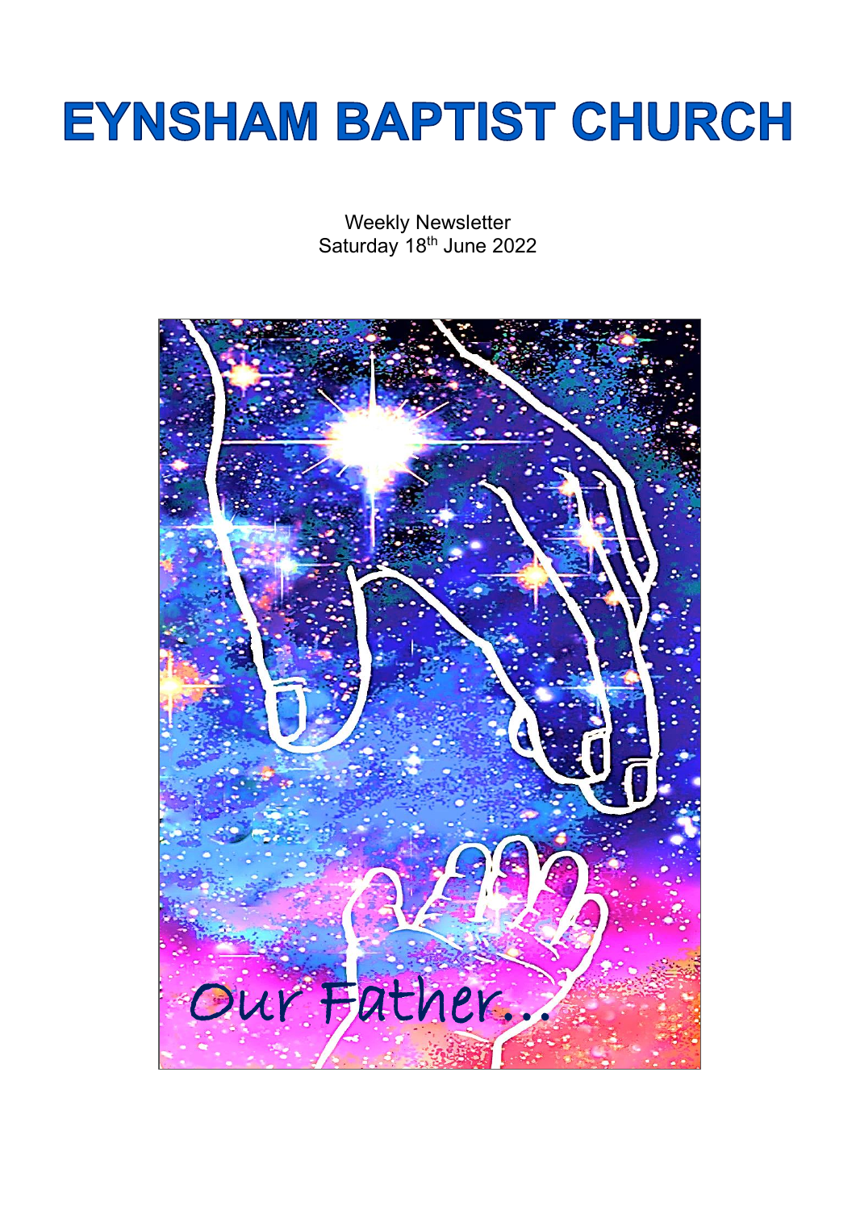# EYNSHAM BAPTIST CHURCH

Weekly Newsletter
Saturday 18th June 2022

Our Father...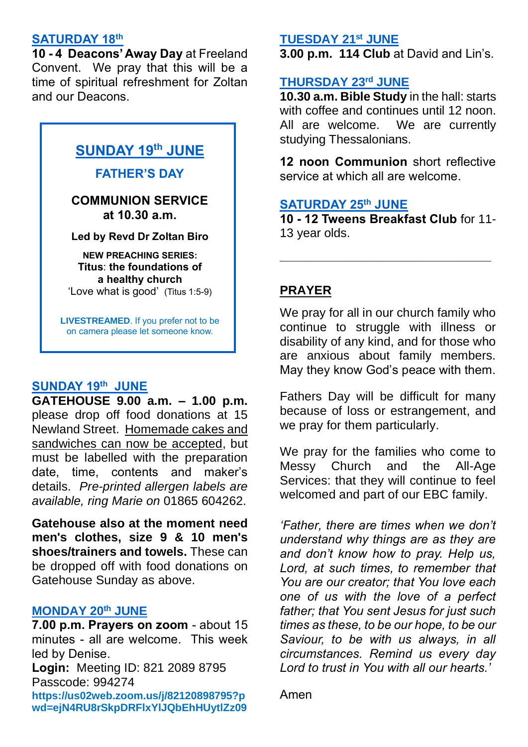## SATURDAY 18th

**10 - 4 Deacons' Away Day** at Freeland Convent. We pray that this will be a time of spiritual refreshment for Zoltan and our Deacons.

## SUNDAY 19th JUNE

### FATHER'S DAY

**COMMUNION SERVICE at 10.30 a.m.**

**Led by Revd Dr Zoltan Biro**

**NEW PREACHING SERIES:**
**Titus: the foundations of a healthy church**
'Love what is good' (Titus 1:5-9)

**LIVESTREAMED**. If you prefer not to be on camera please let someone know.

## SUNDAY 19th JUNE

**GATEHOUSE 9.00 a.m. – 1.00 p.m.** please drop off food donations at 15 Newland Street. Homemade cakes and sandwiches can now be accepted, but must be labelled with the preparation date, time, contents and maker's details. *Pre-printed allergen labels are available, ring Marie on* 01865 604262.

**Gatehouse also at the moment need men's clothes, size 9 & 10 men's shoes/trainers and towels.** These can be dropped off with food donations on Gatehouse Sunday as above.

## MONDAY 20th JUNE

**7.00 p.m. Prayers on zoom** - about 15 minutes - all are welcome. This week led by Denise.
**Login:** Meeting ID: 821 2089 8795
Passcode: 994274
**https://us02web.zoom.us/j/82120898795?pwd=ejN4RU8rSkpDRFlxYlJQbEhHUytlZz09**

## TUESDAY 21st JUNE

**3.00 p.m. 114 Club** at David and Lin's.

## THURSDAY 23rd JUNE

**10.30 a.m. Bible Study** in the hall: starts with coffee and continues until 12 noon. All are welcome. We are currently studying Thessalonians.

**12 noon Communion** short reflective service at which all are welcome.

## SATURDAY 25th JUNE

**10 - 12 Tweens Breakfast Club** for 11-13 year olds.

---

## PRAYER

We pray for all in our church family who continue to struggle with illness or disability of any kind, and for those who are anxious about family members. May they know God's peace with them.

Fathers Day will be difficult for many because of loss or estrangement, and we pray for them particularly.

We pray for the families who come to Messy Church and the All-Age Services: that they will continue to feel welcomed and part of our EBC family.

*'Father, there are times when we don't understand why things are as they are and don't know how to pray. Help us, Lord, at such times, to remember that You are our creator; that You love each one of us with the love of a perfect father; that You sent Jesus for just such times as these, to be our hope, to be our Saviour, to be with us always, in all circumstances. Remind us every day Lord to trust in You with all our hearts.'*

Amen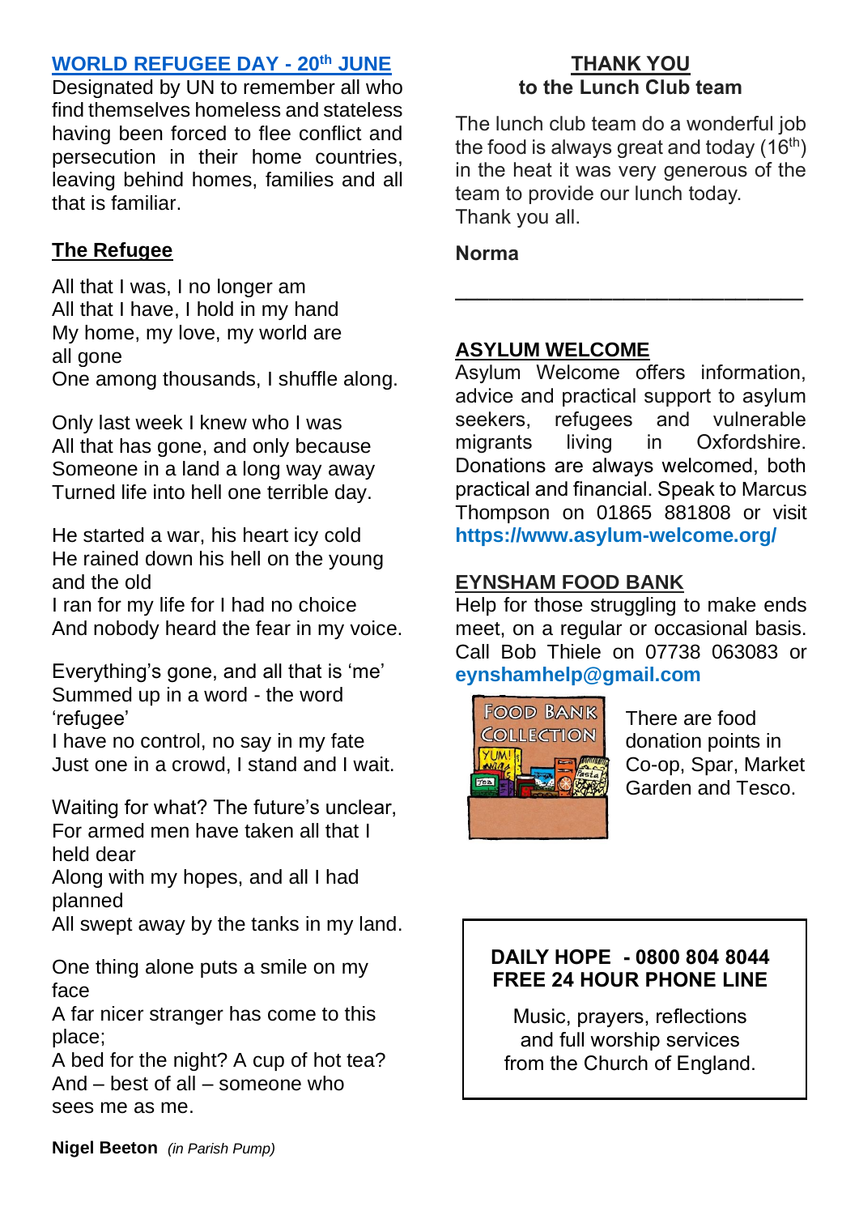## WORLD REFUGEE DAY - 20th JUNE

Designated by UN to remember all who find themselves homeless and stateless having been forced to flee conflict and persecution in their home countries, leaving behind homes, families and all that is familiar.

### The Refugee

All that I was, I no longer am
All that I have, I hold in my hand
My home, my love, my world are all gone
One among thousands, I shuffle along.

Only last week I knew who I was
All that has gone, and only because
Someone in a land a long way away
Turned life into hell one terrible day.

He started a war, his heart icy cold
He rained down his hell on the young and the old
I ran for my life for I had no choice
And nobody heard the fear in my voice.

Everything's gone, and all that is 'me'
Summed up in a word - the word 'refugee'
I have no control, no say in my fate
Just one in a crowd, I stand and I wait.

Waiting for what? The future's unclear,
For armed men have taken all that I held dear
Along with my hopes, and all I had planned
All swept away by the tanks in my land.

One thing alone puts a smile on my face
A far nicer stranger has come to this place;
A bed for the night? A cup of hot tea?
And – best of all – someone who sees me as me.

**Nigel Beeton** *(in Parish Pump)*

## THANK YOU
### to the Lunch Club team

The lunch club team do a wonderful job the food is always great and today (16th) in the heat it was very generous of the team to provide our lunch today.
Thank you all.

**Norma**

---

## ASYLUM WELCOME

Asylum Welcome offers information, advice and practical support to asylum seekers, refugees and vulnerable migrants living in Oxfordshire. Donations are always welcomed, both practical and financial. Speak to Marcus Thompson on 01865 881808 or visit **https://www.asylum-welcome.org/**

## EYNSHAM FOOD BANK

Help for those struggling to make ends meet, on a regular or occasional basis. Call Bob Thiele on 07738 063083 or **eynshamhelp@gmail.com**

There are food donation points in Co-op, Spar, Market Garden and Tesco.

**DAILY HOPE - 0800 804 8044**
**FREE 24 HOUR PHONE LINE**

Music, prayers, reflections and full worship services from the Church of England.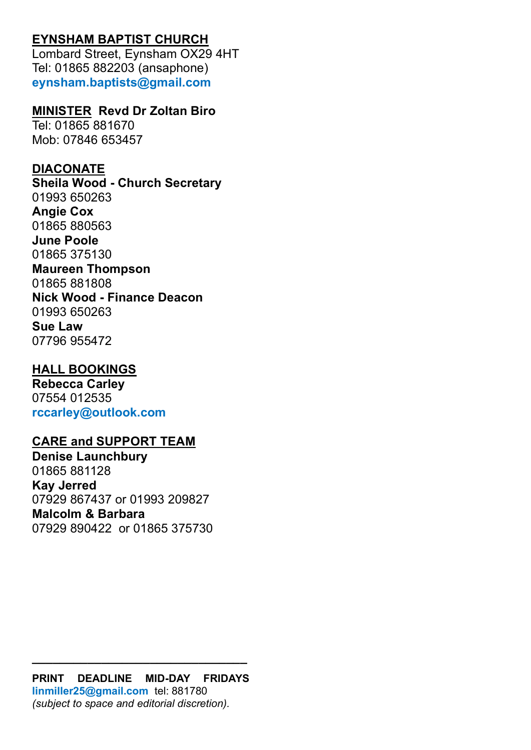## EYNSHAM BAPTIST CHURCH

Lombard Street, Eynsham OX29 4HT
Tel: 01865 882203 (ansaphone)
**eynsham.baptists@gmail.com**

## MINISTER **Revd Dr Zoltan Biro**

Tel: 01865 881670
Mob: 07846 653457

## DIACONATE

**Sheila Wood - Church Secretary**
01993 650263
**Angie Cox**
01865 880563
**June Poole**
01865 375130
**Maureen Thompson**
01865 881808
**Nick Wood - Finance Deacon**
01993 650263
**Sue Law**
07796 955472

## HALL BOOKINGS

**Rebecca Carley**
07554 012535
**rccarley@outlook.com**

## CARE and SUPPORT TEAM

**Denise Launchbury**
01865 881128
**Kay Jerred**
07929 867437 or 01993 209827
**Malcolm & Barbara**
07929 890422 or 01865 375730

---

**PRINT DEADLINE MID-DAY FRIDAYS**
**linmiller25@gmail.com** tel: 881780
*(subject to space and editorial discretion).*